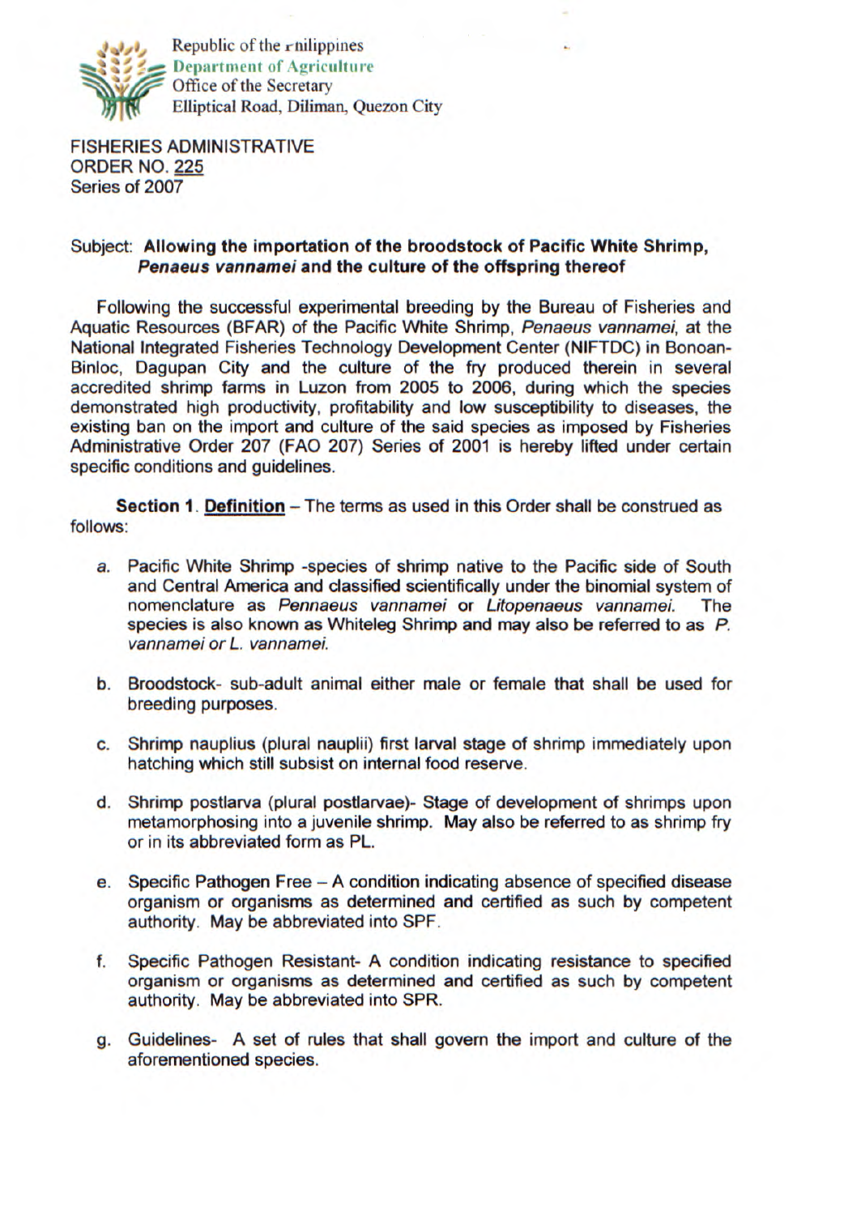Republic of the Philippines
Department of Agriculture
Office of the Secretary
Elliptical Road, Diliman, Quezon City

FISHERIES ADMINISTRATIVE
ORDER NO. 225
Series of 2007

Subject: **Allowing the importation of the broodstock of Pacific White Shrimp, *Penaeus vannamei* and the culture of the offspring thereof**

Following the successful experimental breeding by the Bureau of Fisheries and Aquatic Resources (BFAR) of the Pacific White Shrimp, *Penaeus vannamei*, at the National Integrated Fisheries Technology Development Center (NIFTDC) in Bonoan-Binloc, Dagupan City and the culture of the fry produced therein in several accredited shrimp farms in Luzon from 2005 to 2006, during which the species demonstrated high productivity, profitability and low susceptibility to diseases, the existing ban on the import and culture of the said species as imposed by Fisheries Administrative Order 207 (FAO 207) Series of 2001 is hereby lifted under certain specific conditions and guidelines.

**Section 1**. **Definition** – The terms as used in this Order shall be construed as follows:

a. Pacific White Shrimp -species of shrimp native to the Pacific side of South and Central America and classified scientifically under the binomial system of nomenclature as *Pennaeus vannamei* or *Litopenaeus vannamei*. The species is also known as Whiteleg Shrimp and may also be referred to as *P. vannamei or L. vannamei.*

b. Broodstock- sub-adult animal either male or female that shall be used for breeding purposes.

c. Shrimp nauplius (plural nauplii) first larval stage of shrimp immediately upon hatching which still subsist on internal food reserve.

d. Shrimp postlarva (plural postlarvae)- Stage of development of shrimps upon metamorphosing into a juvenile shrimp. May also be referred to as shrimp fry or in its abbreviated form as PL.

e. Specific Pathogen Free – A condition indicating absence of specified disease organism or organisms as determined and certified as such by competent authority. May be abbreviated into SPF.

f. Specific Pathogen Resistant- A condition indicating resistance to specified organism or organisms as determined and certified as such by competent authority. May be abbreviated into SPR.

g. Guidelines- A set of rules that shall govern the import and culture of the aforementioned species.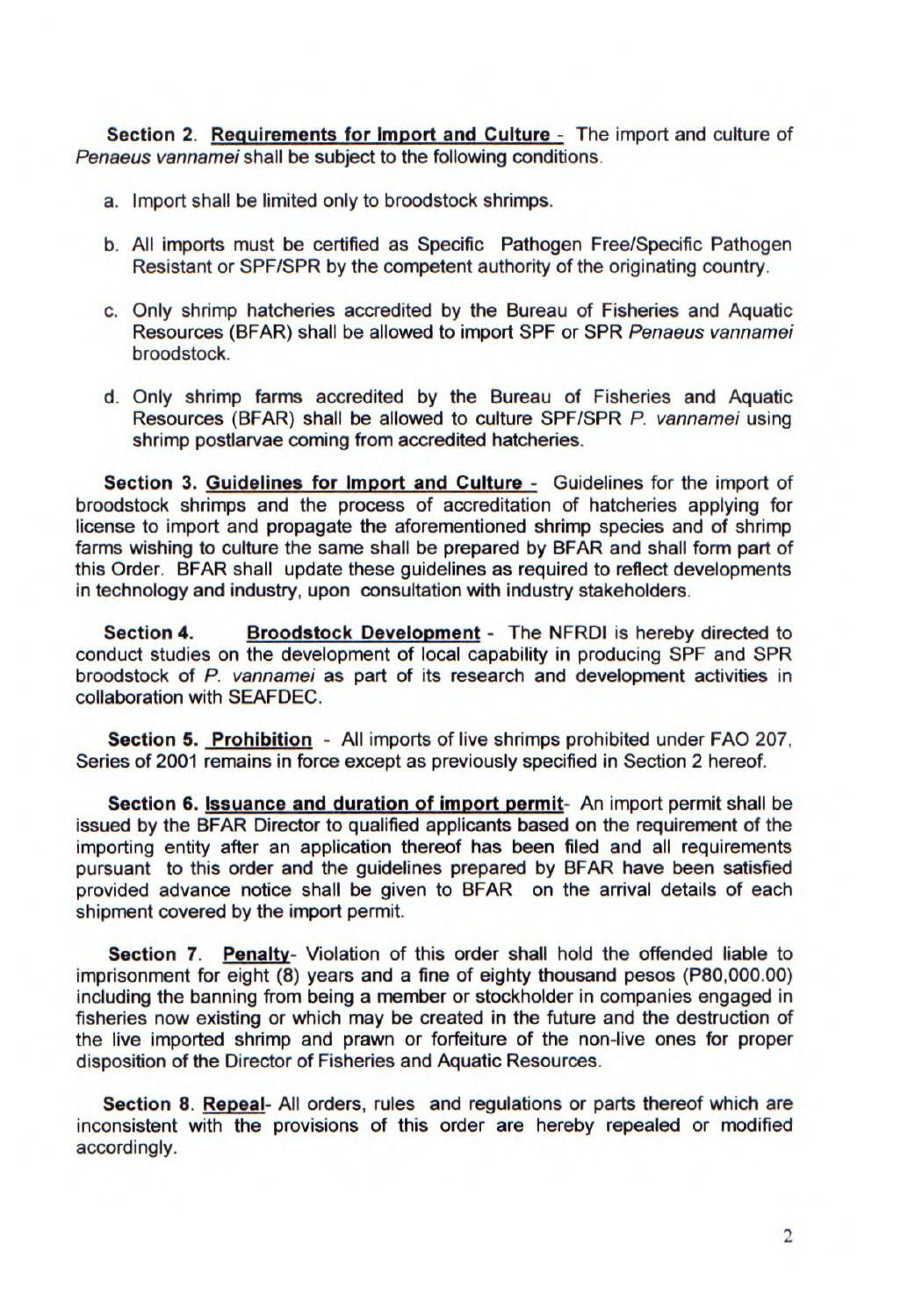**Section 2. <u>Requirements for Import and Culture</u>** - The import and culture of *Penaeus vannamei* shall be subject to the following conditions.

a. Import shall be limited only to broodstock shrimps.

b. All imports must be certified as Specific Pathogen Free/Specific Pathogen Resistant or SPF/SPR by the competent authority of the originating country.

c. Only shrimp hatcheries accredited by the Bureau of Fisheries and Aquatic Resources (BFAR) shall be allowed to import SPF or SPR *Penaeus vannamei* broodstock.

d. Only shrimp farms accredited by the Bureau of Fisheries and Aquatic Resources (BFAR) shall be allowed to culture SPF/SPR *P. vannamei* using shrimp postlarvae coming from accredited hatcheries.

**Section 3. <u>Guidelines for Import and Culture</u>** - Guidelines for the import of broodstock shrimps and the process of accreditation of hatcheries applying for license to import and propagate the aforementioned shrimp species and of shrimp farms wishing to culture the same shall be prepared by BFAR and shall form part of this Order. BFAR shall update these guidelines as required to reflect developments in technology and industry, upon consultation with industry stakeholders.

**Section 4. <u>Broodstock Development</u>** - The NFRDI is hereby directed to conduct studies on the development of local capability in producing SPF and SPR broodstock of *P. vannamei* as part of its research and development activities in collaboration with SEAFDEC.

**Section 5. <u>Prohibition</u>** - All imports of live shrimps prohibited under FAO 207, Series of 2001 remains in force except as previously specified in Section 2 hereof.

**Section 6. <u>Issuance and duration of import permit</u>**- An import permit shall be issued by the BFAR Director to qualified applicants based on the requirement of the importing entity after an application thereof has been filed and all requirements pursuant to this order and the guidelines prepared by BFAR have been satisfied provided advance notice shall be given to BFAR on the arrival details of each shipment covered by the import permit.

**Section 7. <u>Penalty</u>**- Violation of this order shall hold the offended liable to imprisonment for eight (8) years and a fine of eighty thousand pesos (P80,000.00) including the banning from being a member or stockholder in companies engaged in fisheries now existing or which may be created in the future and the destruction of the live imported shrimp and prawn or forfeiture of the non-live ones for proper disposition of the Director of Fisheries and Aquatic Resources.

**Section 8. <u>Repeal</u>**- All orders, rules and regulations or parts thereof which are inconsistent with the provisions of this order are hereby repealed or modified accordingly.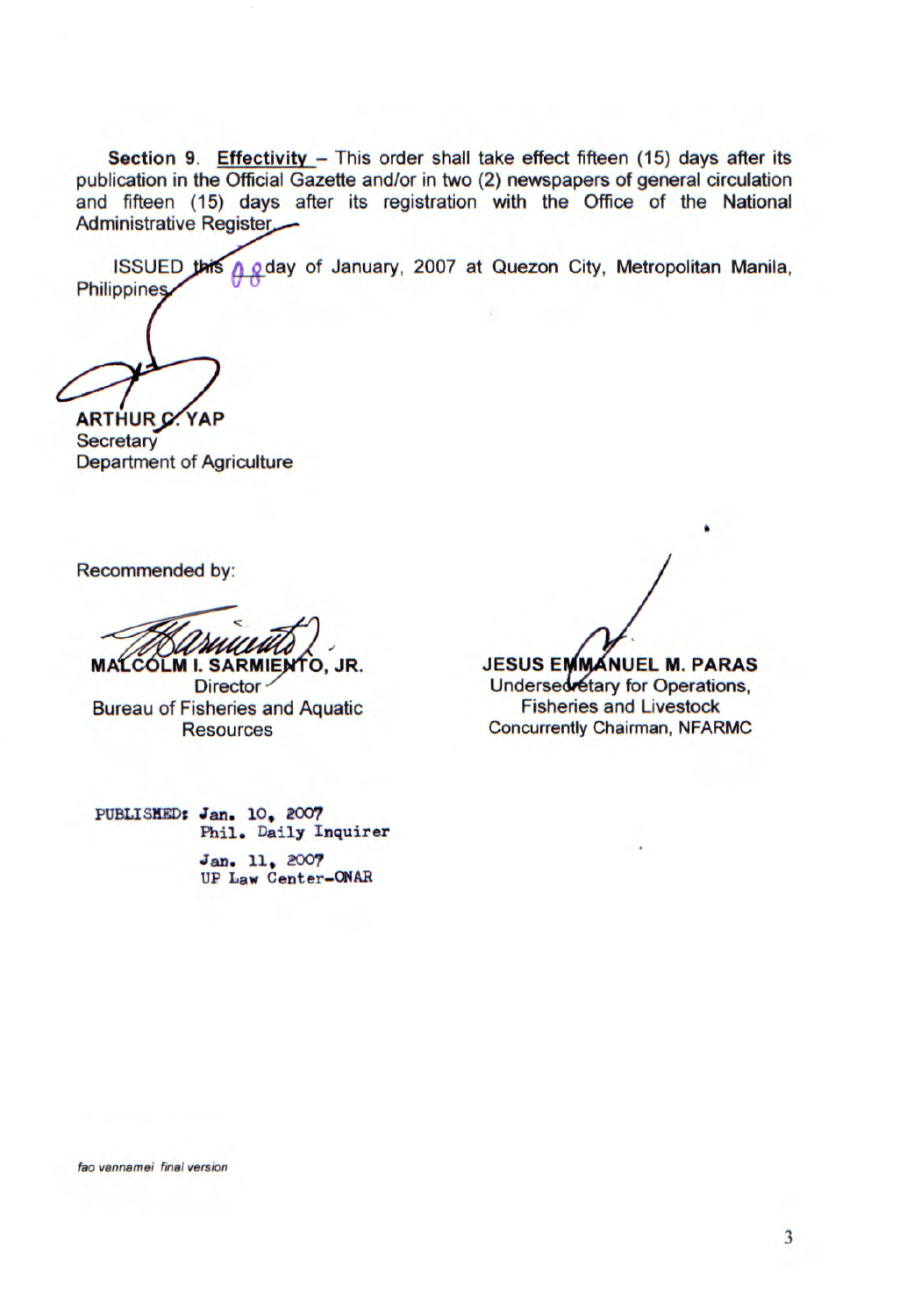**Section 9**. **Effectivity** – This order shall take effect fifteen (15) days after its publication in the Official Gazette and/or in two (2) newspapers of general circulation and fifteen (15) days after its registration with the Office of the National Administrative Register.

ISSUED this 08 day of January, 2007 at Quezon City, Metropolitan Manila, Philippines.

**ARTHUR C. YAP**
Secretary
Department of Agriculture

Recommended by:

**MALCOLM I. SARMIENTO, JR.**
Director
Bureau of Fisheries and Aquatic Resources

**JESUS EMMANUEL M. PARAS**
Undersecretary for Operations, Fisheries and Livestock
Concurrently Chairman, NFARMC

PUBLISHED: Jan. 10, 2007
Phil. Daily Inquirer
Jan. 11, 2007
UP Law Center-ONAR

*fao vannamei final version*